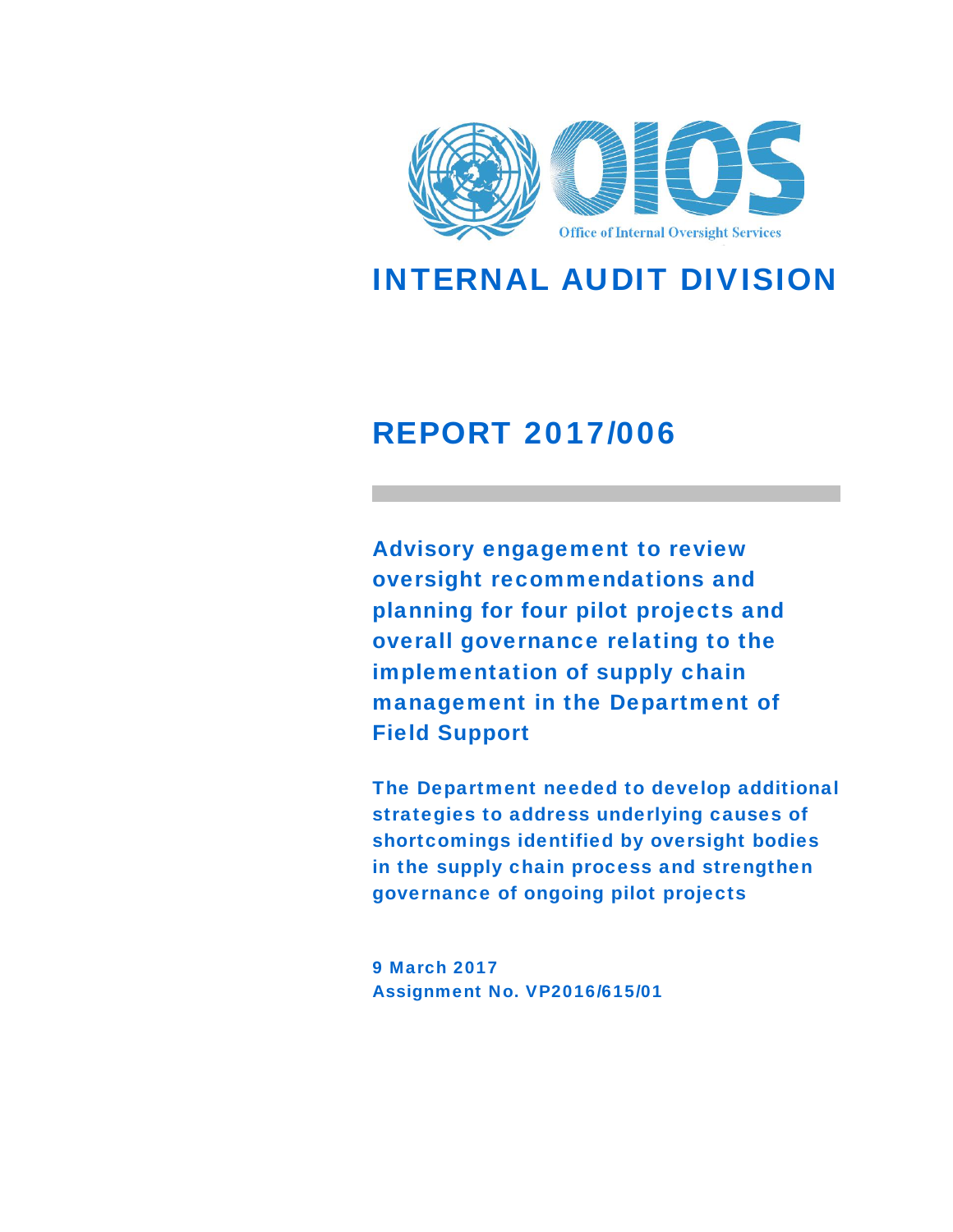Office of Internal Oversight Services

# INTERNAL AUDIT DIVISION

# REPORT 2017/006

## Advisory engagement to review oversight recommendations and planning for four pilot projects and overall governance relating to the implementation of supply chain management in the Department of Field Support

**The Department needed to develop additional strategies to address underlying causes of shortcomings identified by oversight bodies in the supply chain process and strengthen governance of ongoing pilot projects**

**9 March 2017**
**Assignment No. VP2016/615/01**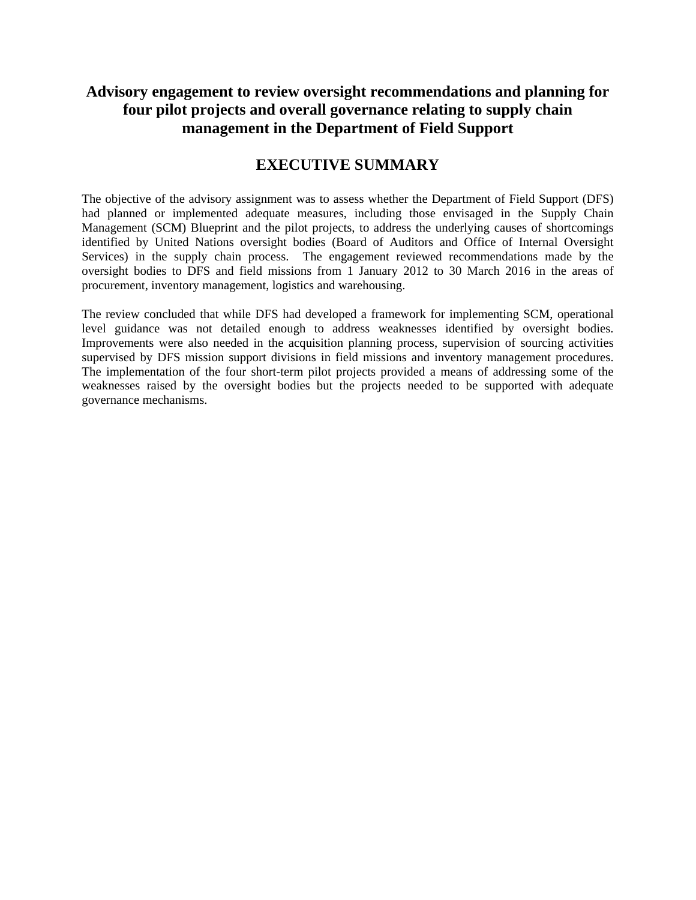# Advisory engagement to review oversight recommendations and planning for four pilot projects and overall governance relating to supply chain management in the Department of Field Support

## EXECUTIVE SUMMARY

The objective of the advisory assignment was to assess whether the Department of Field Support (DFS) had planned or implemented adequate measures, including those envisaged in the Supply Chain Management (SCM) Blueprint and the pilot projects, to address the underlying causes of shortcomings identified by United Nations oversight bodies (Board of Auditors and Office of Internal Oversight Services) in the supply chain process. The engagement reviewed recommendations made by the oversight bodies to DFS and field missions from 1 January 2012 to 30 March 2016 in the areas of procurement, inventory management, logistics and warehousing.

The review concluded that while DFS had developed a framework for implementing SCM, operational level guidance was not detailed enough to address weaknesses identified by oversight bodies. Improvements were also needed in the acquisition planning process, supervision of sourcing activities supervised by DFS mission support divisions in field missions and inventory management procedures. The implementation of the four short-term pilot projects provided a means of addressing some of the weaknesses raised by the oversight bodies but the projects needed to be supported with adequate governance mechanisms.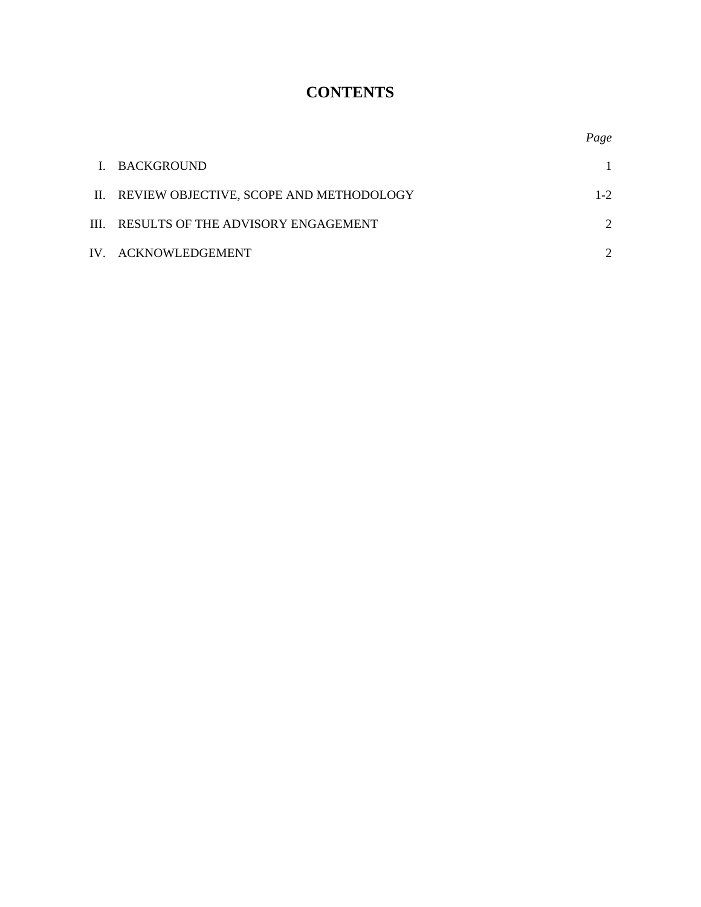# CONTENTS

| | | *Page* |
|---|---|---|
| I. | BACKGROUND | 1 |
| II. | REVIEW OBJECTIVE, SCOPE AND METHODOLOGY | 1-2 |
| III. | RESULTS OF THE ADVISORY ENGAGEMENT | 2 |
| IV. | ACKNOWLEDGEMENT | 2 |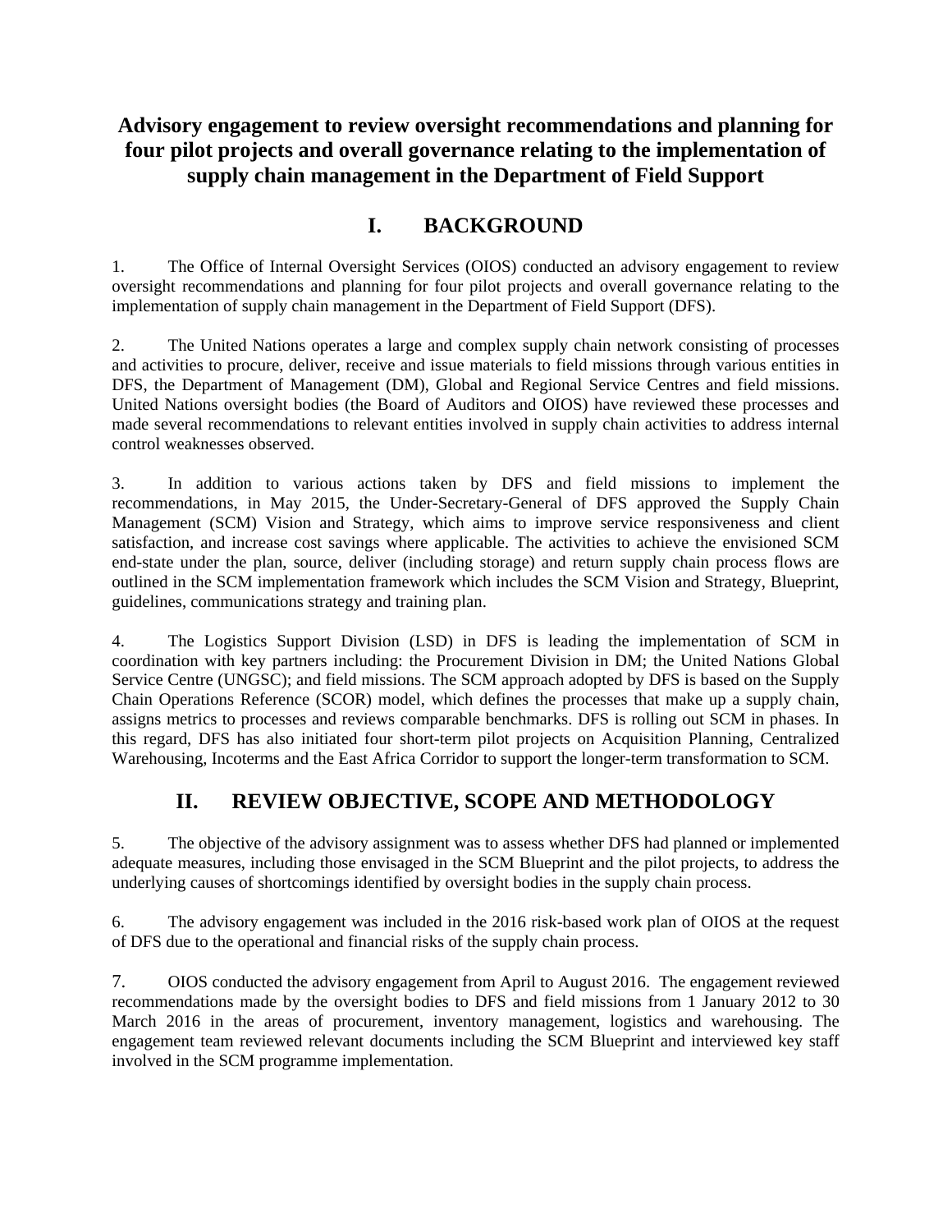# Advisory engagement to review oversight recommendations and planning for four pilot projects and overall governance relating to the implementation of supply chain management in the Department of Field Support

## I. BACKGROUND

1. The Office of Internal Oversight Services (OIOS) conducted an advisory engagement to review oversight recommendations and planning for four pilot projects and overall governance relating to the implementation of supply chain management in the Department of Field Support (DFS).

2. The United Nations operates a large and complex supply chain network consisting of processes and activities to procure, deliver, receive and issue materials to field missions through various entities in DFS, the Department of Management (DM), Global and Regional Service Centres and field missions. United Nations oversight bodies (the Board of Auditors and OIOS) have reviewed these processes and made several recommendations to relevant entities involved in supply chain activities to address internal control weaknesses observed.

3. In addition to various actions taken by DFS and field missions to implement the recommendations, in May 2015, the Under-Secretary-General of DFS approved the Supply Chain Management (SCM) Vision and Strategy, which aims to improve service responsiveness and client satisfaction, and increase cost savings where applicable. The activities to achieve the envisioned SCM end-state under the plan, source, deliver (including storage) and return supply chain process flows are outlined in the SCM implementation framework which includes the SCM Vision and Strategy, Blueprint, guidelines, communications strategy and training plan.

4. The Logistics Support Division (LSD) in DFS is leading the implementation of SCM in coordination with key partners including: the Procurement Division in DM; the United Nations Global Service Centre (UNGSC); and field missions. The SCM approach adopted by DFS is based on the Supply Chain Operations Reference (SCOR) model, which defines the processes that make up a supply chain, assigns metrics to processes and reviews comparable benchmarks. DFS is rolling out SCM in phases. In this regard, DFS has also initiated four short-term pilot projects on Acquisition Planning, Centralized Warehousing, Incoterms and the East Africa Corridor to support the longer-term transformation to SCM.

## II. REVIEW OBJECTIVE, SCOPE AND METHODOLOGY

5. The objective of the advisory assignment was to assess whether DFS had planned or implemented adequate measures, including those envisaged in the SCM Blueprint and the pilot projects, to address the underlying causes of shortcomings identified by oversight bodies in the supply chain process.

6. The advisory engagement was included in the 2016 risk-based work plan of OIOS at the request of DFS due to the operational and financial risks of the supply chain process.

7. OIOS conducted the advisory engagement from April to August 2016. The engagement reviewed recommendations made by the oversight bodies to DFS and field missions from 1 January 2012 to 30 March 2016 in the areas of procurement, inventory management, logistics and warehousing. The engagement team reviewed relevant documents including the SCM Blueprint and interviewed key staff involved in the SCM programme implementation.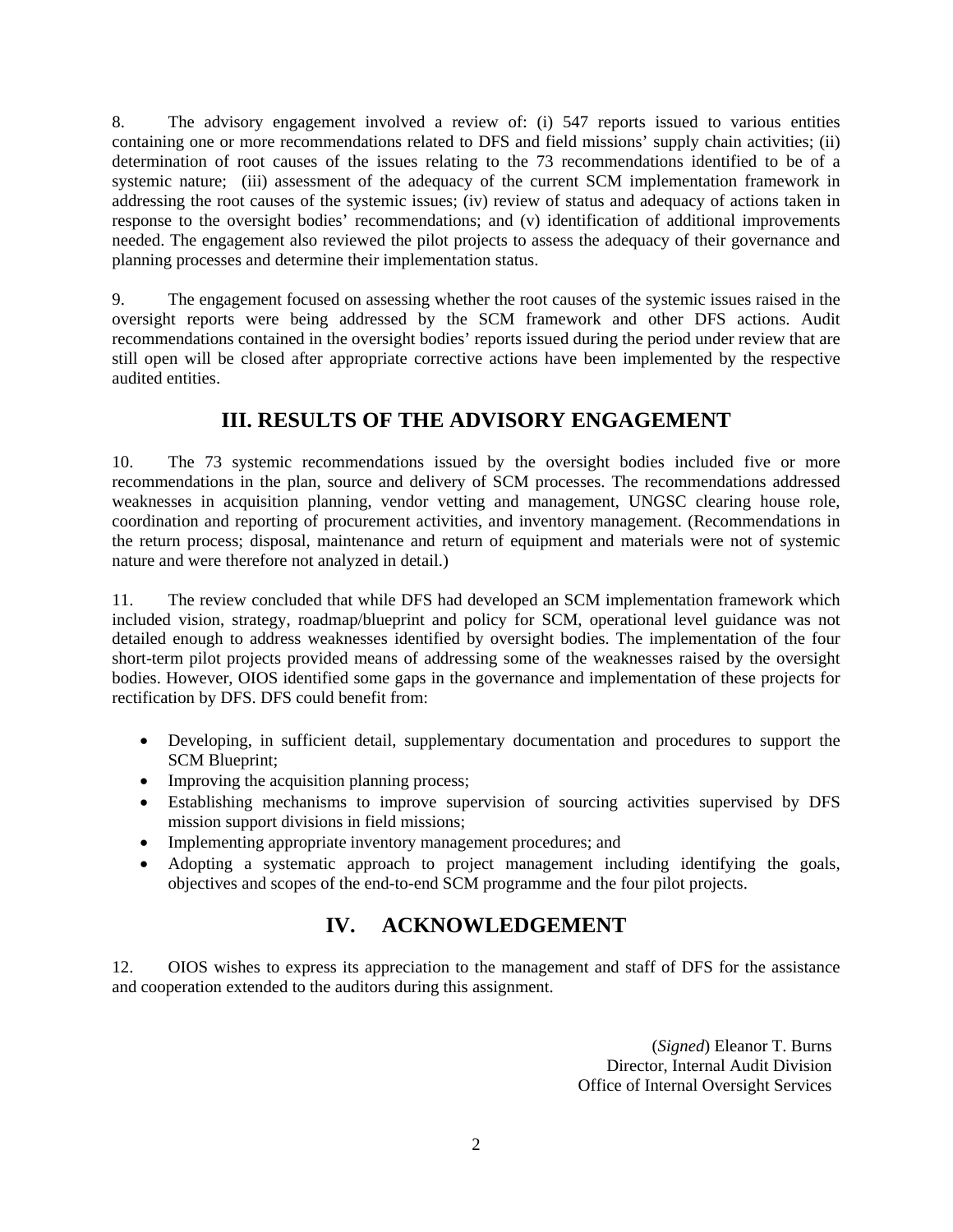8. The advisory engagement involved a review of: (i) 547 reports issued to various entities containing one or more recommendations related to DFS and field missions' supply chain activities; (ii) determination of root causes of the issues relating to the 73 recommendations identified to be of a systemic nature; (iii) assessment of the adequacy of the current SCM implementation framework in addressing the root causes of the systemic issues; (iv) review of status and adequacy of actions taken in response to the oversight bodies' recommendations; and (v) identification of additional improvements needed. The engagement also reviewed the pilot projects to assess the adequacy of their governance and planning processes and determine their implementation status.

9. The engagement focused on assessing whether the root causes of the systemic issues raised in the oversight reports were being addressed by the SCM framework and other DFS actions. Audit recommendations contained in the oversight bodies' reports issued during the period under review that are still open will be closed after appropriate corrective actions have been implemented by the respective audited entities.

## III. RESULTS OF THE ADVISORY ENGAGEMENT

10. The 73 systemic recommendations issued by the oversight bodies included five or more recommendations in the plan, source and delivery of SCM processes. The recommendations addressed weaknesses in acquisition planning, vendor vetting and management, UNGSC clearing house role, coordination and reporting of procurement activities, and inventory management. (Recommendations in the return process; disposal, maintenance and return of equipment and materials were not of systemic nature and were therefore not analyzed in detail.)

11. The review concluded that while DFS had developed an SCM implementation framework which included vision, strategy, roadmap/blueprint and policy for SCM, operational level guidance was not detailed enough to address weaknesses identified by oversight bodies. The implementation of the four short-term pilot projects provided means of addressing some of the weaknesses raised by the oversight bodies. However, OIOS identified some gaps in the governance and implementation of these projects for rectification by DFS. DFS could benefit from:

- Developing, in sufficient detail, supplementary documentation and procedures to support the SCM Blueprint;
- Improving the acquisition planning process;
- Establishing mechanisms to improve supervision of sourcing activities supervised by DFS mission support divisions in field missions;
- Implementing appropriate inventory management procedures; and
- Adopting a systematic approach to project management including identifying the goals, objectives and scopes of the end-to-end SCM programme and the four pilot projects.

## IV. ACKNOWLEDGEMENT

12. OIOS wishes to express its appreciation to the management and staff of DFS for the assistance and cooperation extended to the auditors during this assignment.

(*Signed*) Eleanor T. Burns
Director, Internal Audit Division
Office of Internal Oversight Services